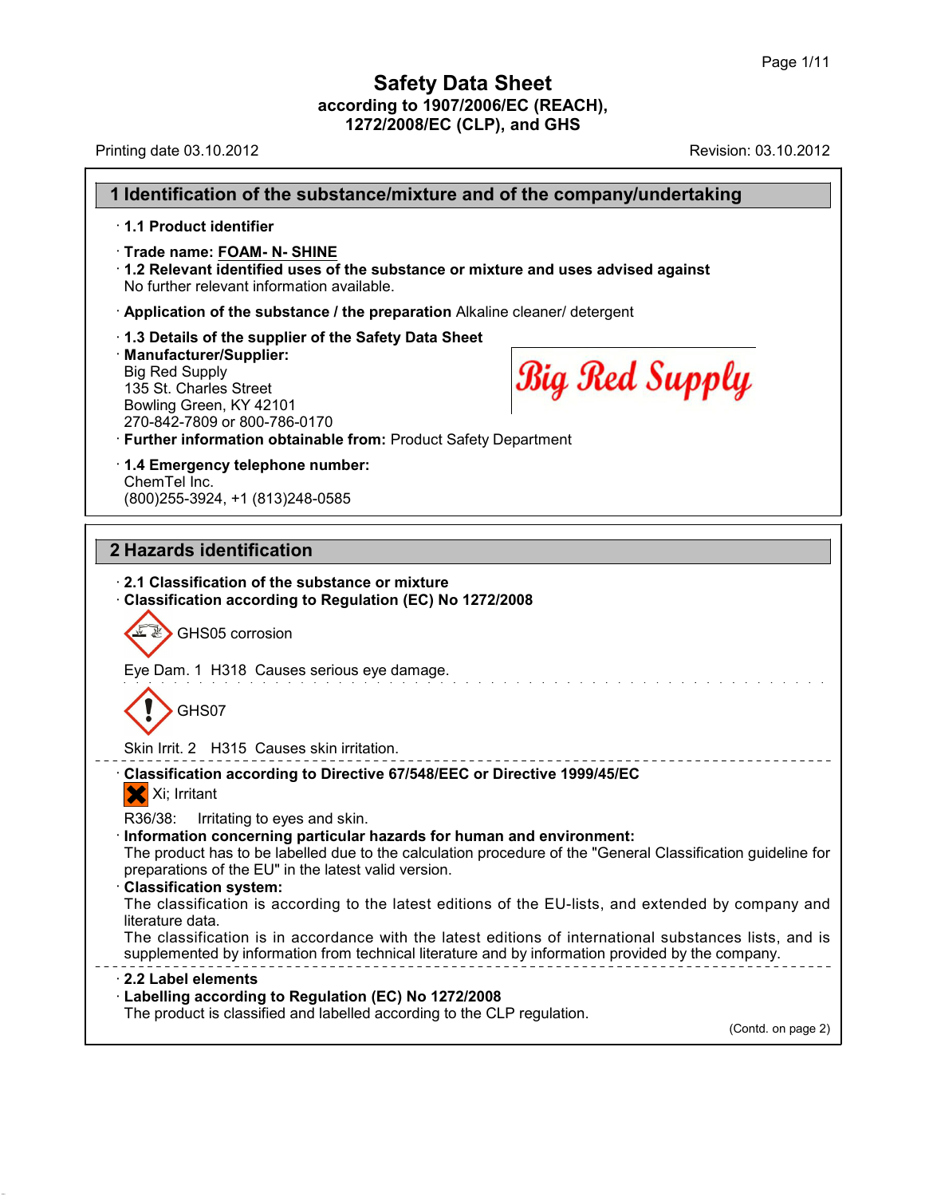# Safety Data Sheet
**according to 1907/2006/EC (REACH), 1272/2008/EC (CLP), and GHS**

Printing date 03.10.2012 Revision: 03.10.2012

## 1 Identification of the substance/mixture and of the company/undertaking

· **1.1 Product identifier**

· **Trade name: FOAM- N- SHINE**

· **1.2 Relevant identified uses of the substance or mixture and uses advised against**
No further relevant information available.

· **Application of the substance / the preparation** Alkaline cleaner/ detergent

· **1.3 Details of the supplier of the Safety Data Sheet**

· **Manufacturer/Supplier:**
Big Red Supply
135 St. Charles Street
Bowling Green, KY 42101
270-842-7809 or 800-786-0170

Big Red Supply

· **Further information obtainable from:** Product Safety Department

· **1.4 Emergency telephone number:**
ChemTel Inc.
(800)255-3924, +1 (813)248-0585

## 2 Hazards identification

· **2.1 Classification of the substance or mixture**

· **Classification according to Regulation (EC) No 1272/2008**

GHS05 corrosion

Eye Dam. 1 H318 Causes serious eye damage.

GHS07

Skin Irrit. 2 H315 Causes skin irritation.

· **Classification according to Directive 67/548/EEC or Directive 1999/45/EC**

Xi; Irritant

R36/38: Irritating to eyes and skin.

· **Information concerning particular hazards for human and environment:**
The product has to be labelled due to the calculation procedure of the "General Classification guideline for preparations of the EU" in the latest valid version.

· **Classification system:**
The classification is according to the latest editions of the EU-lists, and extended by company and literature data.
The classification is in accordance with the latest editions of international substances lists, and is supplemented by information from technical literature and by information provided by the company.

· **2.2 Label elements**

· **Labelling according to Regulation (EC) No 1272/2008**
The product is classified and labelled according to the CLP regulation.

(Contd. on page 2)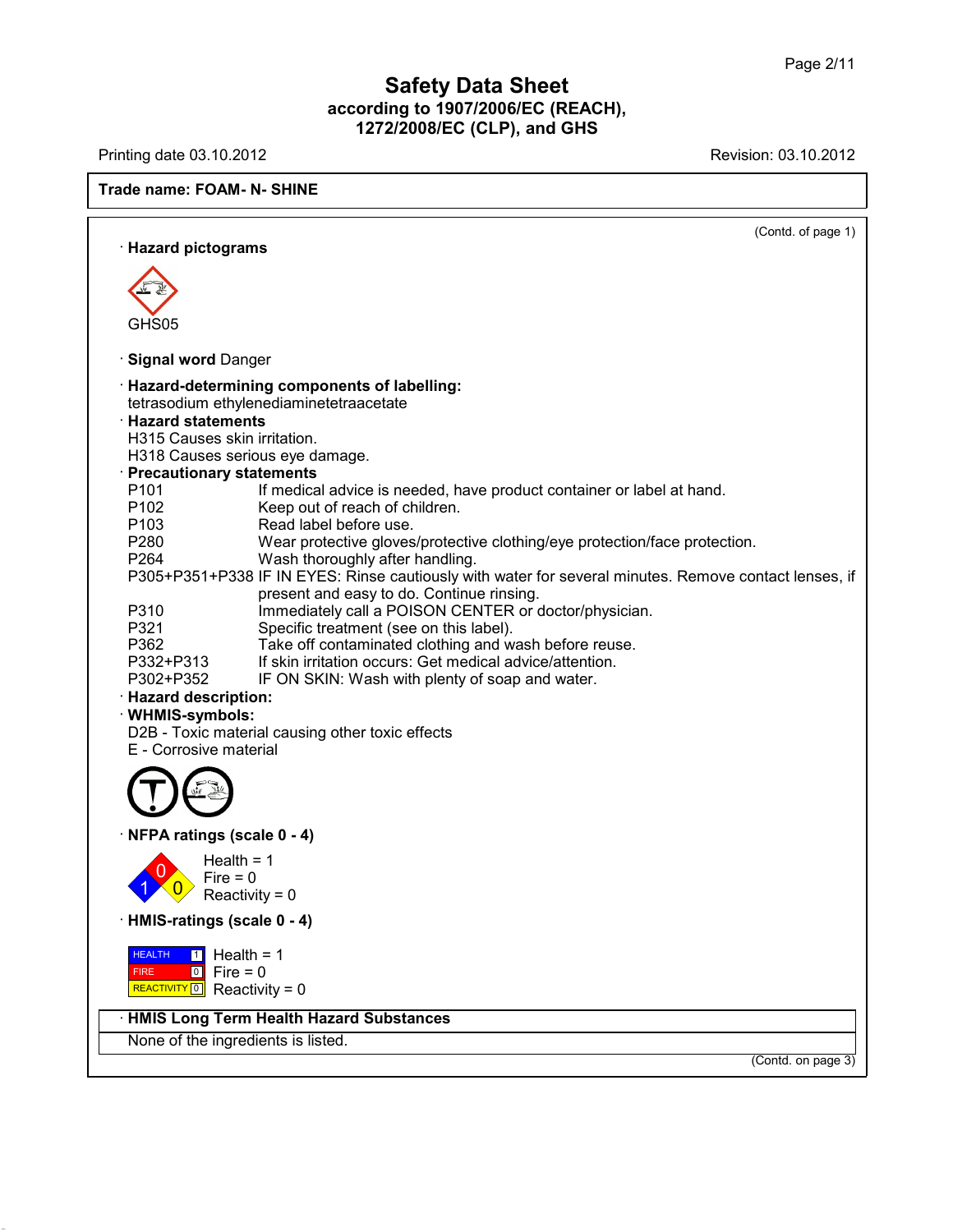# Safety Data Sheet
## according to 1907/2006/EC (REACH), 1272/2008/EC (CLP), and GHS

Printing date 03.10.2012 | Revision: 03.10.2012

**Trade name: FOAM- N- SHINE**

(Contd. of page 1)

· **Hazard pictograms**

GHS05

· **Signal word** Danger

· **Hazard-determining components of labelling:**
tetrasodium ethylenediaminetetraacetate

· **Hazard statements**
H315 Causes skin irritation.
H318 Causes serious eye damage.

· **Precautionary statements**

| | |
|---|---|
| P101 | If medical advice is needed, have product container or label at hand. |
| P102 | Keep out of reach of children. |
| P103 | Read label before use. |
| P280 | Wear protective gloves/protective clothing/eye protection/face protection. |
| P264 | Wash thoroughly after handling. |
| P305+P351+P338 | IF IN EYES: Rinse cautiously with water for several minutes. Remove contact lenses, if present and easy to do. Continue rinsing. |
| P310 | Immediately call a POISON CENTER or doctor/physician. |
| P321 | Specific treatment (see on this label). |
| P362 | Take off contaminated clothing and wash before reuse. |
| P332+P313 | If skin irritation occurs: Get medical advice/attention. |
| P302+P352 | IF ON SKIN: Wash with plenty of soap and water. |

· **Hazard description:**

· **WHMIS-symbols:**
D2B - Toxic material causing other toxic effects
E - Corrosive material

· **NFPA ratings (scale 0 - 4)**

Health = 1
Fire = 0
Reactivity = 0

· **HMIS-ratings (scale 0 - 4)**

| | |
|---|---|
| HEALTH | 1 |
| FIRE | 0 |
| REACTIVITY | 0 |

Health = 1
Fire = 0
Reactivity = 0

· **HMIS Long Term Health Hazard Substances**
None of the ingredients is listed.

(Contd. on page 3)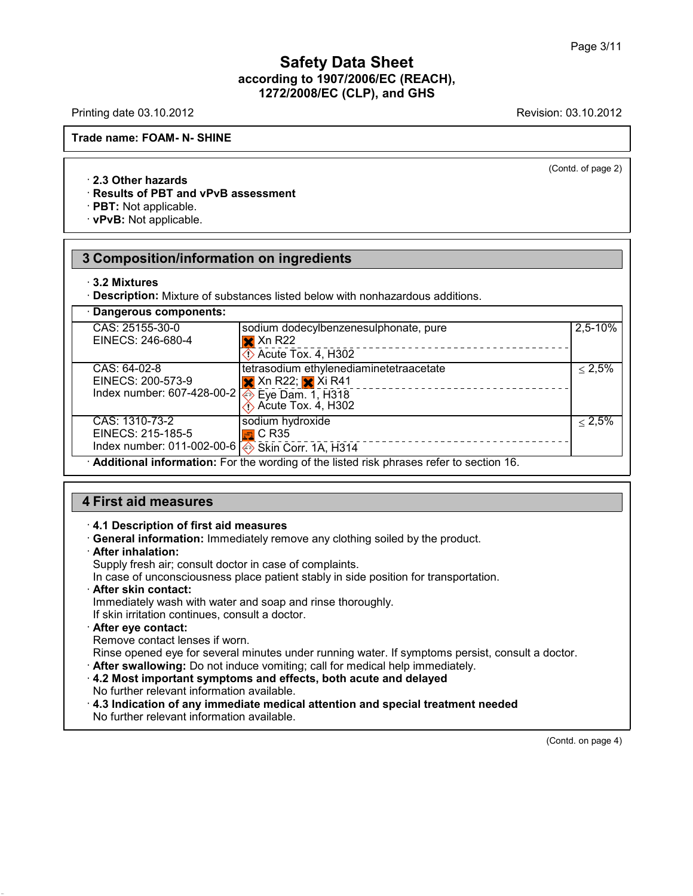**Trade name: FOAM- N- SHINE**

(Contd. of page 2)

· **2.3 Other hazards**
· **Results of PBT and vPvB assessment**
· **PBT:** Not applicable.
· **vPvB:** Not applicable.

## 3 Composition/information on ingredients

· **3.2 Mixtures**
· **Description:** Mixture of substances listed below with nonhazardous additions.

| · **Dangerous components:** | | |
|---|---|---|
| CAS: 25155-30-0<br>EINECS: 246-680-4 | sodium dodecylbenzenesulphonate, pure<br>Xn R22<br>Acute Tox. 4, H302 | 2,5-10% |
| CAS: 64-02-8<br>EINECS: 200-573-9<br>Index number: 607-428-00-2 | tetrasodium ethylenediaminetetraacetate<br>Xn R22; Xi R41<br>Eye Dam. 1, H318<br>Acute Tox. 4, H302 | ≤ 2,5% |
| CAS: 1310-73-2<br>EINECS: 215-185-5<br>Index number: 011-002-00-6 | sodium hydroxide<br>C R35<br>Skin Corr. 1A, H314 | ≤ 2,5% |

· **Additional information:** For the wording of the listed risk phrases refer to section 16.

## 4 First aid measures

· **4.1 Description of first aid measures**
· **General information:** Immediately remove any clothing soiled by the product.
· **After inhalation:**
Supply fresh air; consult doctor in case of complaints.
In case of unconsciousness place patient stably in side position for transportation.
· **After skin contact:**
Immediately wash with water and soap and rinse thoroughly.
If skin irritation continues, consult a doctor.
· **After eye contact:**
Remove contact lenses if worn.
Rinse opened eye for several minutes under running water. If symptoms persist, consult a doctor.
· **After swallowing:** Do not induce vomiting; call for medical help immediately.
· **4.2 Most important symptoms and effects, both acute and delayed**
No further relevant information available.
· **4.3 Indication of any immediate medical attention and special treatment needed**
No further relevant information available.

(Contd. on page 4)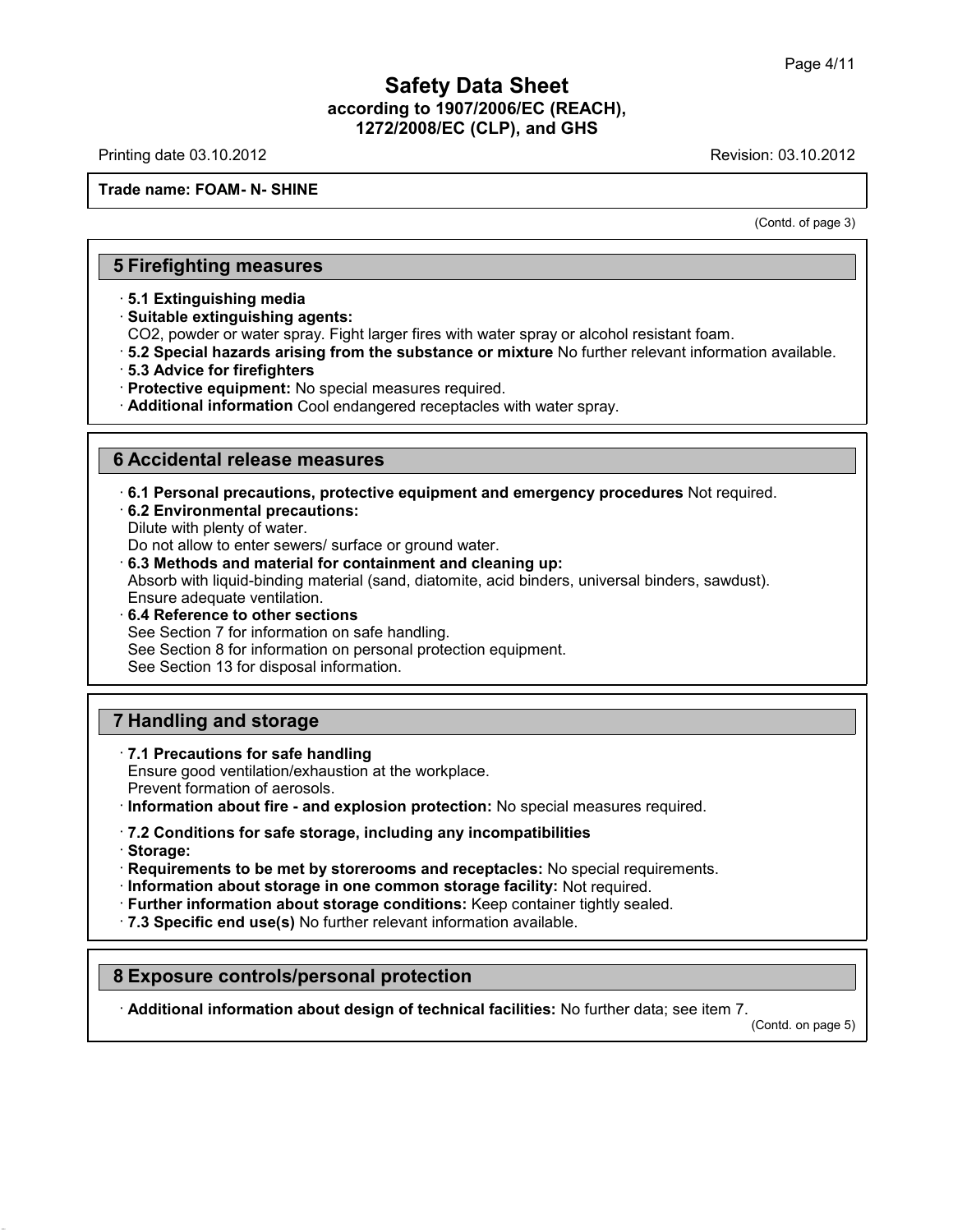**Trade name: FOAM- N- SHINE**

(Contd. of page 3)

## 5 Firefighting measures

· **5.1 Extinguishing media**
· **Suitable extinguishing agents:**
$CO_2$, powder or water spray. Fight larger fires with water spray or alcohol resistant foam.
· **5.2 Special hazards arising from the substance or mixture** No further relevant information available.
· **5.3 Advice for firefighters**
· **Protective equipment:** No special measures required.
· **Additional information** Cool endangered receptacles with water spray.

## 6 Accidental release measures

· **6.1 Personal precautions, protective equipment and emergency procedures** Not required.
· **6.2 Environmental precautions:**
Dilute with plenty of water.
Do not allow to enter sewers/ surface or ground water.
· **6.3 Methods and material for containment and cleaning up:**
Absorb with liquid-binding material (sand, diatomite, acid binders, universal binders, sawdust).
Ensure adequate ventilation.
· **6.4 Reference to other sections**
See Section 7 for information on safe handling.
See Section 8 for information on personal protection equipment.
See Section 13 for disposal information.

## 7 Handling and storage

· **7.1 Precautions for safe handling**
Ensure good ventilation/exhaustion at the workplace.
Prevent formation of aerosols.
· **Information about fire - and explosion protection:** No special measures required.

· **7.2 Conditions for safe storage, including any incompatibilities**
· **Storage:**
· **Requirements to be met by storerooms and receptacles:** No special requirements.
· **Information about storage in one common storage facility:** Not required.
· **Further information about storage conditions:** Keep container tightly sealed.
· **7.3 Specific end use(s)** No further relevant information available.

## 8 Exposure controls/personal protection

· **Additional information about design of technical facilities:** No further data; see item 7.

(Contd. on page 5)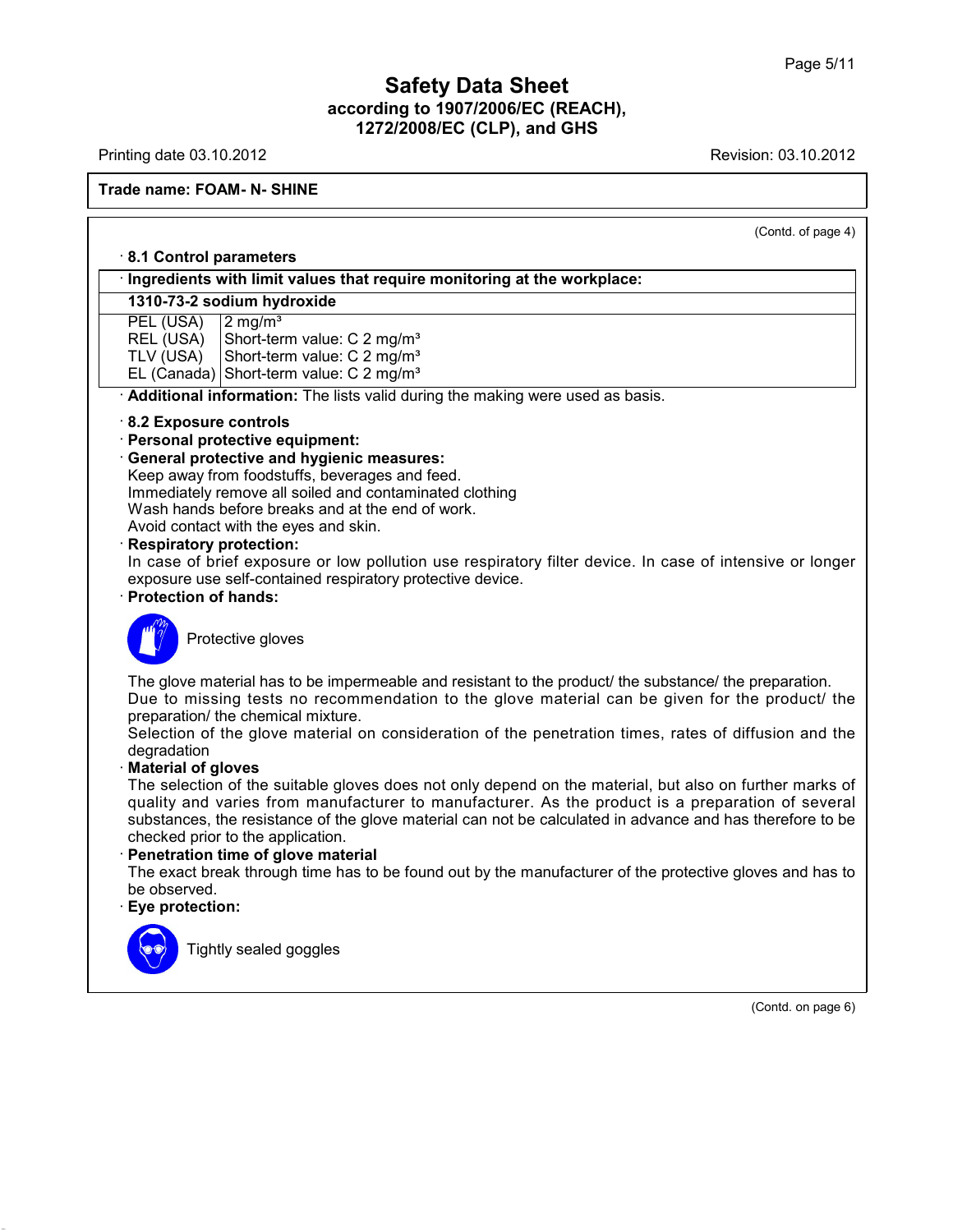(Contd. of page 4)

· **8.1 Control parameters**

| · Ingredients with limit values that require monitoring at the workplace: | |
|---|---|
| **1310-73-2 sodium hydroxide** | |
| PEL (USA) | 2 mg/m³ |
| REL (USA) | Short-term value: C 2 mg/m³ |
| TLV (USA) | Short-term value: C 2 mg/m³ |
| EL (Canada) | Short-term value: C 2 mg/m³ |

· **Additional information:** The lists valid during the making were used as basis.

· **8.2 Exposure controls**
· **Personal protective equipment:**
· **General protective and hygienic measures:**
Keep away from foodstuffs, beverages and feed.
Immediately remove all soiled and contaminated clothing
Wash hands before breaks and at the end of work.
Avoid contact with the eyes and skin.
· **Respiratory protection:**
In case of brief exposure or low pollution use respiratory filter device. In case of intensive or longer exposure use self-contained respiratory protective device.
· **Protection of hands:**

Protective gloves

The glove material has to be impermeable and resistant to the product/ the substance/ the preparation.
Due to missing tests no recommendation to the glove material can be given for the product/ the preparation/ the chemical mixture.
Selection of the glove material on consideration of the penetration times, rates of diffusion and the degradation
· **Material of gloves**
The selection of the suitable gloves does not only depend on the material, but also on further marks of quality and varies from manufacturer to manufacturer. As the product is a preparation of several substances, the resistance of the glove material can not be calculated in advance and has therefore to be checked prior to the application.
· **Penetration time of glove material**
The exact break through time has to be found out by the manufacturer of the protective gloves and has to be observed.
· **Eye protection:**

Tightly sealed goggles

(Contd. on page 6)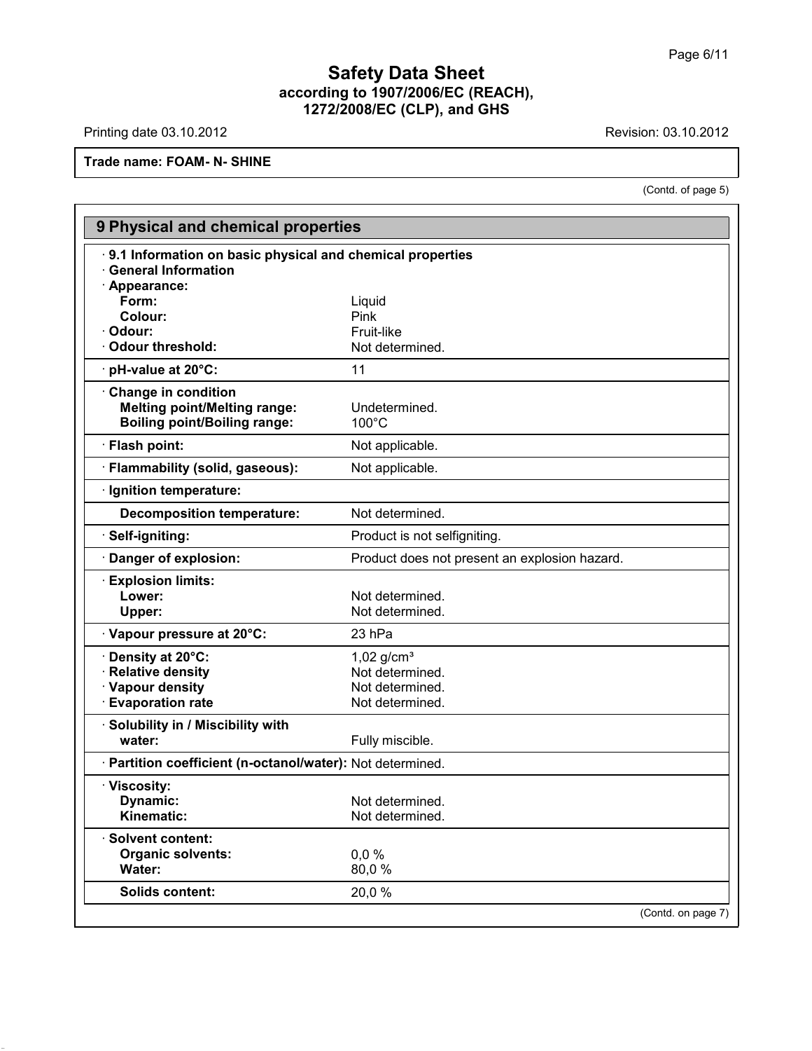# Safety Data Sheet
## according to 1907/2006/EC (REACH), 1272/2008/EC (CLP), and GHS

Printing date 03.10.2012 Revision: 03.10.2012

**Trade name: FOAM- N- SHINE**

(Contd. of page 5)

## 9 Physical and chemical properties

**· 9.1 Information on basic physical and chemical properties**
**· General Information**

| | |
|---|---|
| **· Appearance:** | |
| **Form:** | Liquid |
| **Colour:** | Pink |
| **· Odour:** | Fruit-like |
| **· Odour threshold:** | Not determined. |
| **· pH-value at 20°C:** | 11 |
| **· Change in condition** | |
| **Melting point/Melting range:** | Undetermined. |
| **Boiling point/Boiling range:** | 100°C |
| **· Flash point:** | Not applicable. |
| **· Flammability (solid, gaseous):** | Not applicable. |
| **· Ignition temperature:** | |
| **Decomposition temperature:** | Not determined. |
| **· Self-igniting:** | Product is not selfigniting. |
| **· Danger of explosion:** | Product does not present an explosion hazard. |
| **· Explosion limits:** | |
| **Lower:** | Not determined. |
| **Upper:** | Not determined. |
| **· Vapour pressure at 20°C:** | 23 hPa |
| **· Density at 20°C:** | 1,02 g/cm³ |
| **· Relative density** | Not determined. |
| **· Vapour density** | Not determined. |
| **· Evaporation rate** | Not determined. |
| **· Solubility in / Miscibility with** | |
| **water:** | Fully miscible. |
| **· Partition coefficient (n-octanol/water):** | Not determined. |
| **· Viscosity:** | |
| **Dynamic:** | Not determined. |
| **Kinematic:** | Not determined. |
| **· Solvent content:** | |
| **Organic solvents:** | 0,0 % |
| **Water:** | 80,0 % |
| **Solids content:** | 20,0 % |

(Contd. on page 7)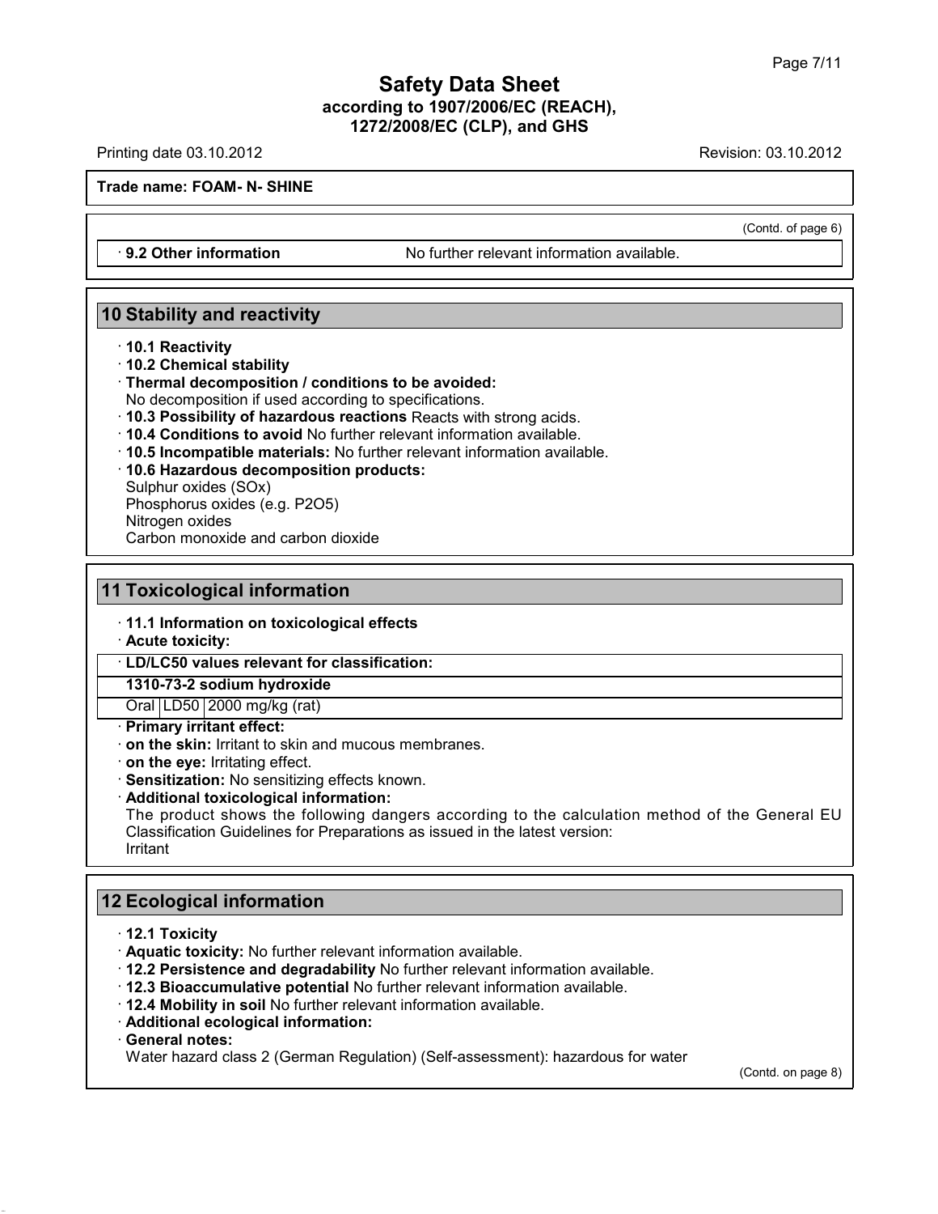(Contd. of page 6)

· **9.2 Other information** No further relevant information available.

## 10 Stability and reactivity

· **10.1 Reactivity**
· **10.2 Chemical stability**
· **Thermal decomposition / conditions to be avoided:**
No decomposition if used according to specifications.
· **10.3 Possibility of hazardous reactions** Reacts with strong acids.
· **10.4 Conditions to avoid** No further relevant information available.
· **10.5 Incompatible materials:** No further relevant information available.
· **10.6 Hazardous decomposition products:**
Sulphur oxides (SOx)
Phosphorus oxides (e.g. $P_2O_5$)
Nitrogen oxides
Carbon monoxide and carbon dioxide

## 11 Toxicological information

· **11.1 Information on toxicological effects**
· **Acute toxicity:**

| · **LD/LC50 values relevant for classification:** | | |
|---|---|---|
| **1310-73-2 sodium hydroxide** | | |
| Oral | LD50 | 2000 mg/kg (rat) |

· **Primary irritant effect:**
· **on the skin:** Irritant to skin and mucous membranes.
· **on the eye:** Irritating effect.
· **Sensitization:** No sensitizing effects known.
· **Additional toxicological information:**
The product shows the following dangers according to the calculation method of the General EU Classification Guidelines for Preparations as issued in the latest version:
Irritant

## 12 Ecological information

· **12.1 Toxicity**
· **Aquatic toxicity:** No further relevant information available.
· **12.2 Persistence and degradability** No further relevant information available.
· **12.3 Bioaccumulative potential** No further relevant information available.
· **12.4 Mobility in soil** No further relevant information available.
· **Additional ecological information:**
· **General notes:**
Water hazard class 2 (German Regulation) (Self-assessment): hazardous for water

(Contd. on page 8)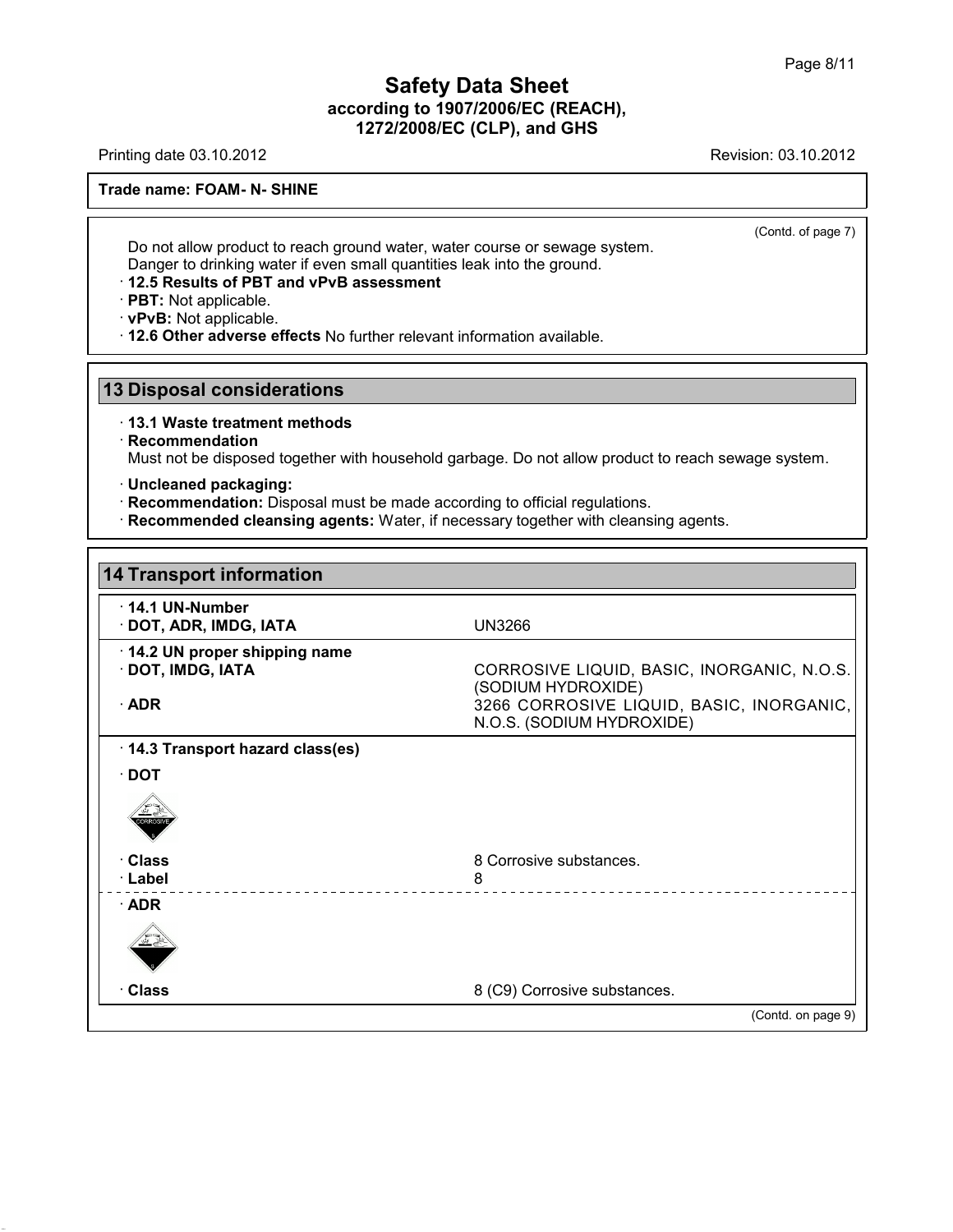**Trade name: FOAM- N- SHINE**

(Contd. of page 7)

Do not allow product to reach ground water, water course or sewage system.
Danger to drinking water if even small quantities leak into the ground.

· **12.5 Results of PBT and vPvB assessment**
· **PBT:** Not applicable.
· **vPvB:** Not applicable.
· **12.6 Other adverse effects** No further relevant information available.

## 13 Disposal considerations

· **13.1 Waste treatment methods**
· **Recommendation**
Must not be disposed together with household garbage. Do not allow product to reach sewage system.

· **Uncleaned packaging:**
· **Recommendation:** Disposal must be made according to official regulations.
· **Recommended cleansing agents:** Water, if necessary together with cleansing agents.

## 14 Transport information

| | |
|---|---|
| · **14.1 UN-Number** | |
| · **DOT, ADR, IMDG, IATA** | UN3266 |
| · **14.2 UN proper shipping name** | |
| · **DOT, IMDG, IATA** | CORROSIVE LIQUID, BASIC, INORGANIC, N.O.S. (SODIUM HYDROXIDE) |
| · **ADR** | 3266 CORROSIVE LIQUID, BASIC, INORGANIC, N.O.S. (SODIUM HYDROXIDE) |
| · **14.3 Transport hazard class(es)** | |
| · **DOT** | |
| · **Class** | 8 Corrosive substances. |
| · **Label** | 8 |
| · **ADR** | |
| · **Class** | 8 (C9) Corrosive substances. |

(Contd. on page 9)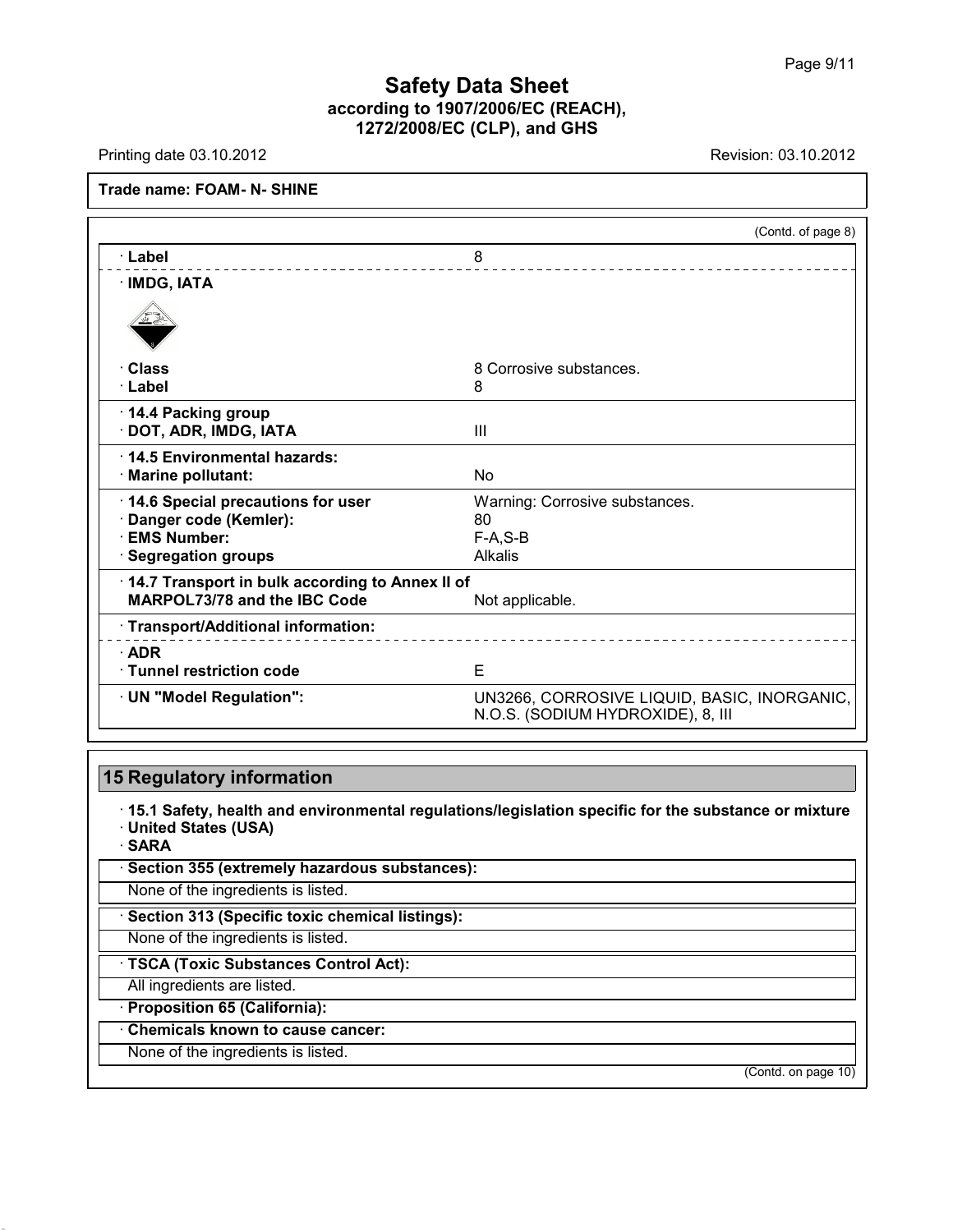Trade name: FOAM- N- SHINE

(Contd. of page 8)

| | |
|---|---|
| · **Label** | 8 |
| · **IMDG, IATA** | |
| · **Class** | 8 Corrosive substances. |
| · **Label** | 8 |
| · **14.4 Packing group** | |
| · **DOT, ADR, IMDG, IATA** | III |
| · **14.5 Environmental hazards:** | |
| · **Marine pollutant:** | No |
| · **14.6 Special precautions for user** | Warning: Corrosive substances. |
| · **Danger code (Kemler):** | 80 |
| · **EMS Number:** | F-A,S-B |
| · **Segregation groups** | Alkalis |
| · **14.7 Transport in bulk according to Annex II of MARPOL73/78 and the IBC Code** | Not applicable. |
| · **Transport/Additional information:** | |
| · **ADR** | |
| · **Tunnel restriction code** | E |
| · **UN "Model Regulation":** | UN3266, CORROSIVE LIQUID, BASIC, INORGANIC, N.O.S. (SODIUM HYDROXIDE), 8, III |

## 15 Regulatory information

· **15.1 Safety, health and environmental regulations/legislation specific for the substance or mixture**
· **United States (USA)**
· **SARA**

· **Section 355 (extremely hazardous substances):**

None of the ingredients is listed.

· **Section 313 (Specific toxic chemical listings):**

None of the ingredients is listed.

· **TSCA (Toxic Substances Control Act):**

All ingredients are listed.

· **Proposition 65 (California):**

· **Chemicals known to cause cancer:**

None of the ingredients is listed.

(Contd. on page 10)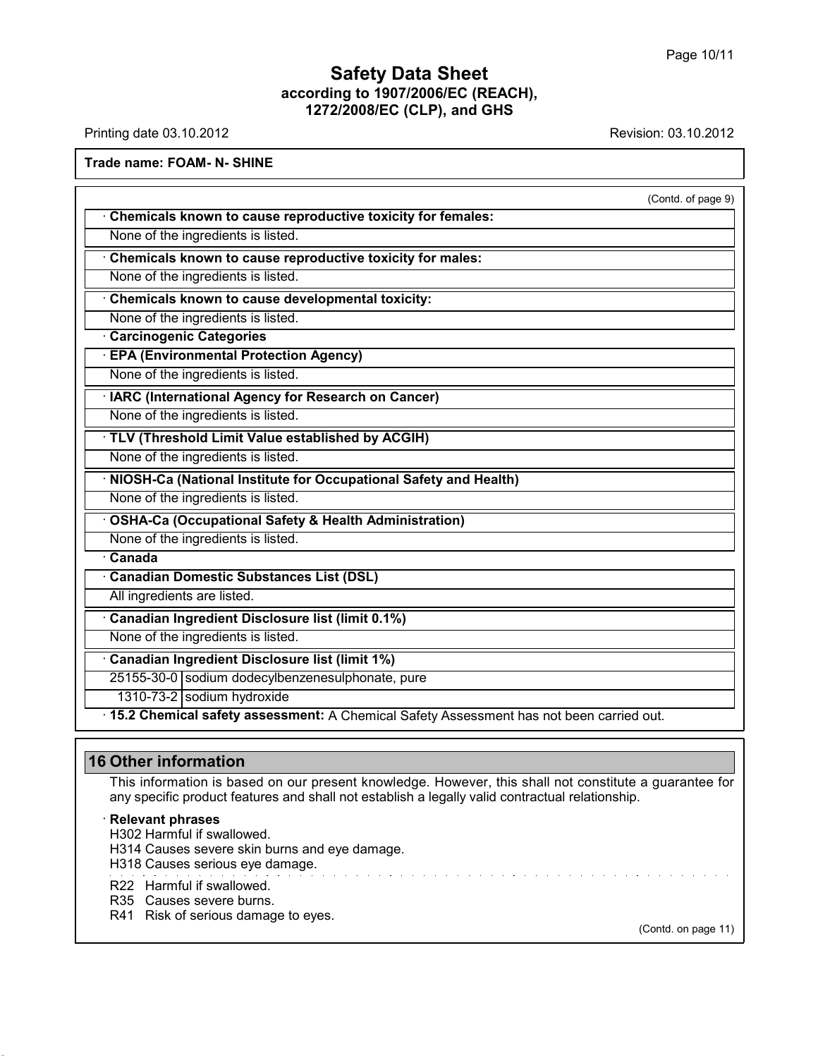Safety Data Sheet
according to 1907/2006/EC (REACH), 1272/2008/EC (CLP), and GHS

Printing date 03.10.2012 Revision: 03.10.2012

**Trade name: FOAM- N- SHINE**

(Contd. of page 9)

· **Chemicals known to cause reproductive toxicity for females:**

None of the ingredients is listed.

· **Chemicals known to cause reproductive toxicity for males:**

None of the ingredients is listed.

· **Chemicals known to cause developmental toxicity:**

None of the ingredients is listed.

· **Carcinogenic Categories**

· **EPA (Environmental Protection Agency)**

None of the ingredients is listed.

· **IARC (International Agency for Research on Cancer)**

None of the ingredients is listed.

· **TLV (Threshold Limit Value established by ACGIH)**

None of the ingredients is listed.

· **NIOSH-Ca (National Institute for Occupational Safety and Health)**

None of the ingredients is listed.

· **OSHA-Ca (Occupational Safety & Health Administration)**

None of the ingredients is listed.

· **Canada**

· **Canadian Domestic Substances List (DSL)**

All ingredients are listed.

· **Canadian Ingredient Disclosure list (limit 0.1%)**

None of the ingredients is listed.

· **Canadian Ingredient Disclosure list (limit 1%)**

| | |
|---|---|
| 25155-30-0 | sodium dodecylbenzenesulphonate, pure |
| 1310-73-2 | sodium hydroxide |

· **15.2 Chemical safety assessment:** A Chemical Safety Assessment has not been carried out.

## 16 Other information

This information is based on our present knowledge. However, this shall not constitute a guarantee for any specific product features and shall not establish a legally valid contractual relationship.

· **Relevant phrases**

H302 Harmful if swallowed.
H314 Causes severe skin burns and eye damage.
H318 Causes serious eye damage.

R22 Harmful if swallowed.
R35 Causes severe burns.
R41 Risk of serious damage to eyes.

(Contd. on page 11)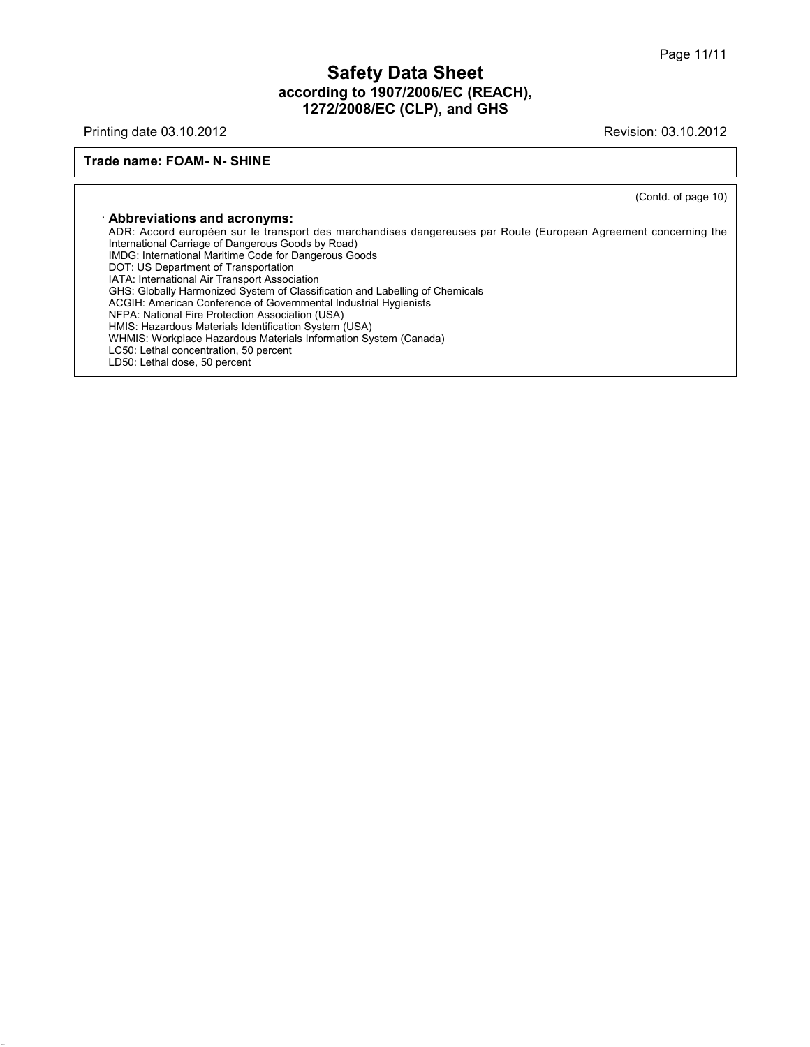(Contd. of page 10)

· **Abbreviations and acronyms:**

ADR: Accord européen sur le transport des marchandises dangereuses par Route (European Agreement concerning the International Carriage of Dangerous Goods by Road)
IMDG: International Maritime Code for Dangerous Goods
DOT: US Department of Transportation
IATA: International Air Transport Association
GHS: Globally Harmonized System of Classification and Labelling of Chemicals
ACGIH: American Conference of Governmental Industrial Hygienists
NFPA: National Fire Protection Association (USA)
HMIS: Hazardous Materials Identification System (USA)
WHMIS: Workplace Hazardous Materials Information System (Canada)
LC50: Lethal concentration, 50 percent
LD50: Lethal dose, 50 percent